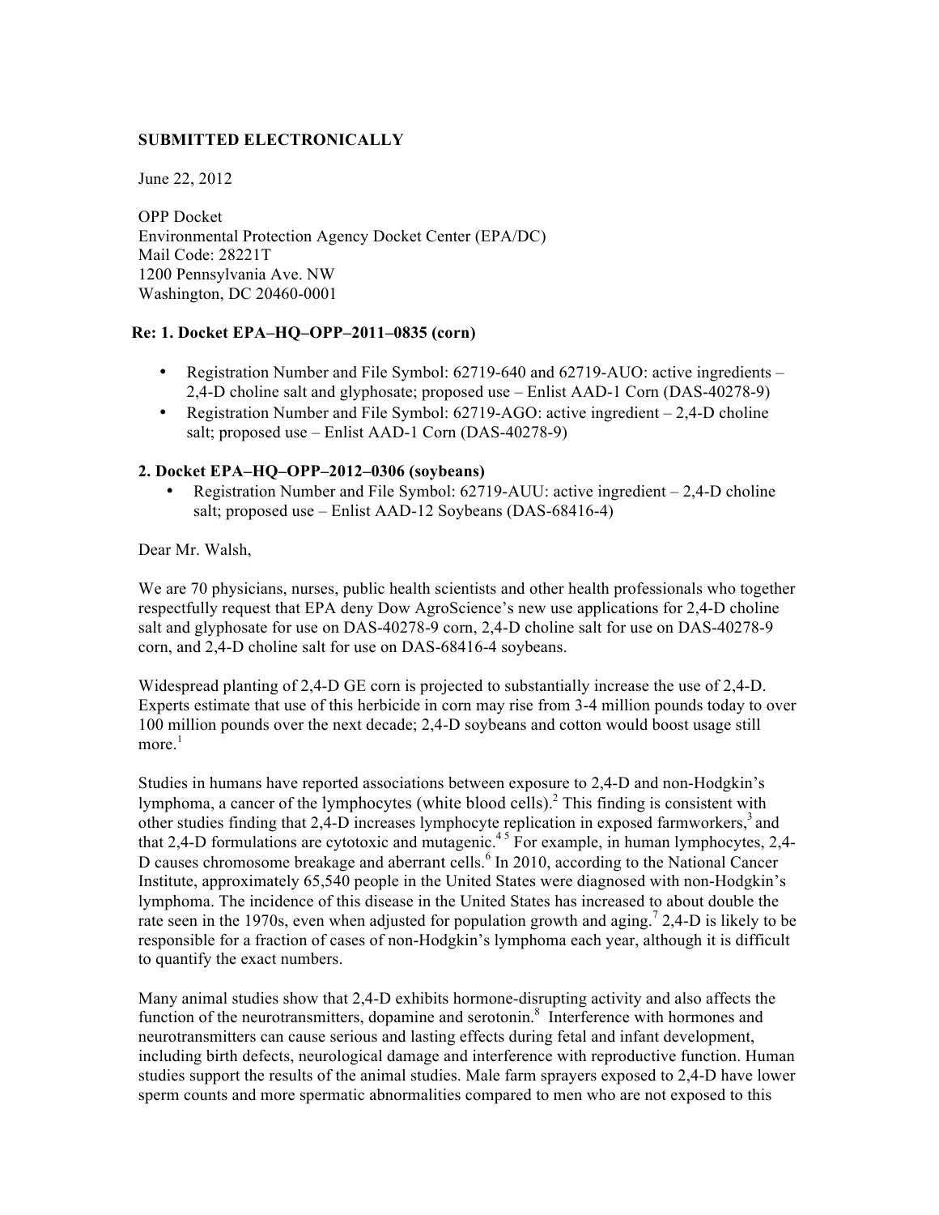**SUBMITTED ELECTRONICALLY**

June 22, 2012

OPP Docket
Environmental Protection Agency Docket Center (EPA/DC)
Mail Code: 28221T
1200 Pennsylvania Ave. NW
Washington, DC 20460-0001

**Re: 1. Docket EPA–HQ–OPP–2011–0835 (corn)**

- Registration Number and File Symbol: 62719-640 and 62719-AUO: active ingredients – 2,4-D choline salt and glyphosate; proposed use – Enlist AAD-1 Corn (DAS-40278-9)
- Registration Number and File Symbol: 62719-AGO: active ingredient – 2,4-D choline salt; proposed use – Enlist AAD-1 Corn (DAS-40278-9)

**2. Docket EPA–HQ–OPP–2012–0306 (soybeans)**

- Registration Number and File Symbol: 62719-AUU: active ingredient – 2,4-D choline salt; proposed use – Enlist AAD-12 Soybeans (DAS-68416-4)

Dear Mr. Walsh,

We are 70 physicians, nurses, public health scientists and other health professionals who together respectfully request that EPA deny Dow AgroScience's new use applications for 2,4-D choline salt and glyphosate for use on DAS-40278-9 corn, 2,4-D choline salt for use on DAS-40278-9 corn, and 2,4-D choline salt for use on DAS-68416-4 soybeans.

Widespread planting of 2,4-D GE corn is projected to substantially increase the use of 2,4-D. Experts estimate that use of this herbicide in corn may rise from 3-4 million pounds today to over 100 million pounds over the next decade; 2,4-D soybeans and cotton would boost usage still more.[1]

Studies in humans have reported associations between exposure to 2,4-D and non-Hodgkin's lymphoma, a cancer of the lymphocytes (white blood cells).[2] This finding is consistent with other studies finding that 2,4-D increases lymphocyte replication in exposed farmworkers,[3] and that 2,4-D formulations are cytotoxic and mutagenic.[4,5] For example, in human lymphocytes, 2,4-D causes chromosome breakage and aberrant cells.[6] In 2010, according to the National Cancer Institute, approximately 65,540 people in the United States were diagnosed with non-Hodgkin's lymphoma. The incidence of this disease in the United States has increased to about double the rate seen in the 1970s, even when adjusted for population growth and aging.[7] 2,4-D is likely to be responsible for a fraction of cases of non-Hodgkin's lymphoma each year, although it is difficult to quantify the exact numbers.

Many animal studies show that 2,4-D exhibits hormone-disrupting activity and also affects the function of the neurotransmitters, dopamine and serotonin.[8] Interference with hormones and neurotransmitters can cause serious and lasting effects during fetal and infant development, including birth defects, neurological damage and interference with reproductive function. Human studies support the results of the animal studies. Male farm sprayers exposed to 2,4-D have lower sperm counts and more spermatic abnormalities compared to men who are not exposed to this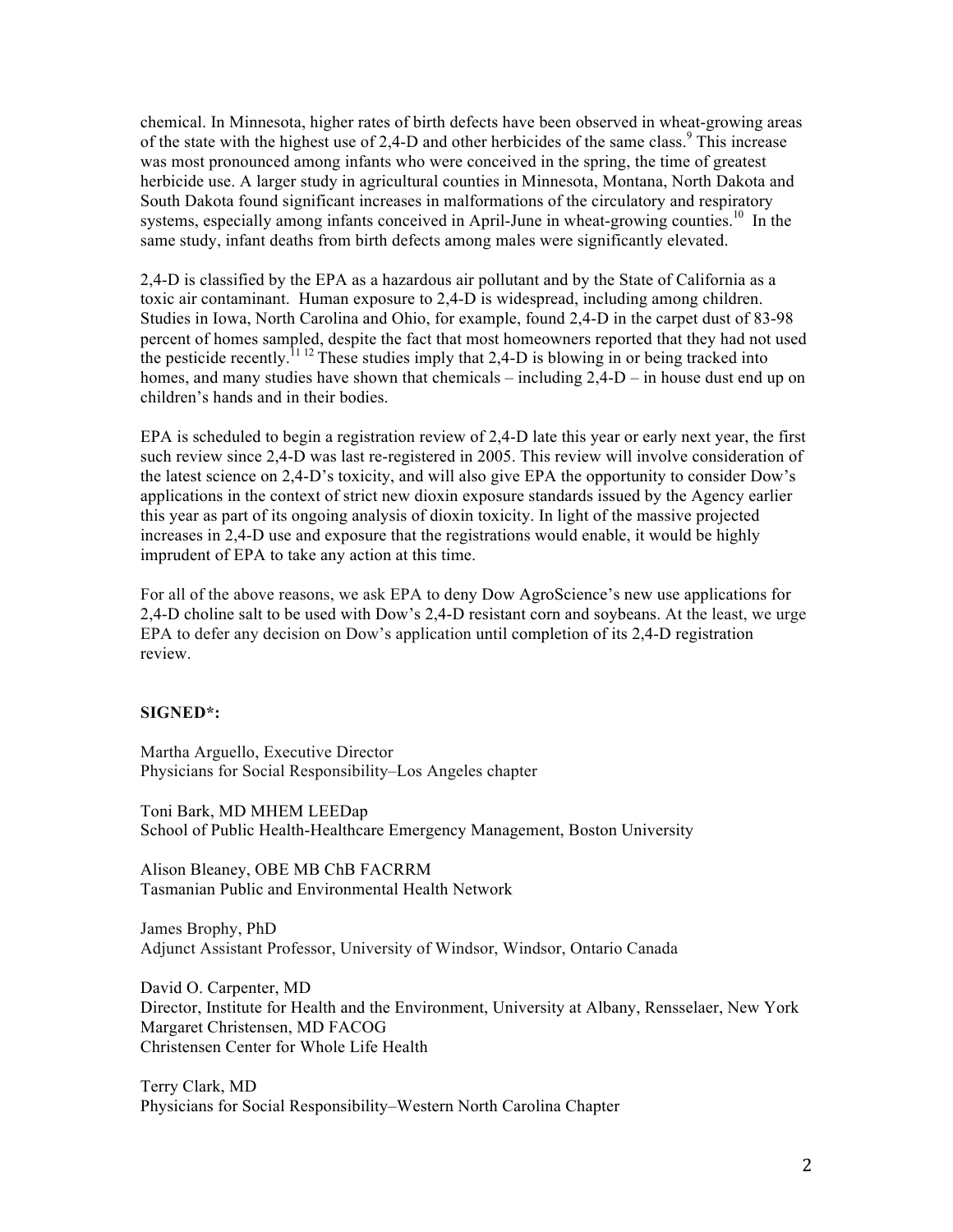chemical. In Minnesota, higher rates of birth defects have been observed in wheat-growing areas of the state with the highest use of 2,4-D and other herbicides of the same class.[9] This increase was most pronounced among infants who were conceived in the spring, the time of greatest herbicide use. A larger study in agricultural counties in Minnesota, Montana, North Dakota and South Dakota found significant increases in malformations of the circulatory and respiratory systems, especially among infants conceived in April-June in wheat-growing counties.[10] In the same study, infant deaths from birth defects among males were significantly elevated.

2,4-D is classified by the EPA as a hazardous air pollutant and by the State of California as a toxic air contaminant. Human exposure to 2,4-D is widespread, including among children. Studies in Iowa, North Carolina and Ohio, for example, found 2,4-D in the carpet dust of 83-98 percent of homes sampled, despite the fact that most homeowners reported that they had not used the pesticide recently.[11] [12] These studies imply that 2,4-D is blowing in or being tracked into homes, and many studies have shown that chemicals – including 2,4-D – in house dust end up on children's hands and in their bodies.

EPA is scheduled to begin a registration review of 2,4-D late this year or early next year, the first such review since 2,4-D was last re-registered in 2005. This review will involve consideration of the latest science on 2,4-D's toxicity, and will also give EPA the opportunity to consider Dow's applications in the context of strict new dioxin exposure standards issued by the Agency earlier this year as part of its ongoing analysis of dioxin toxicity. In light of the massive projected increases in 2,4-D use and exposure that the registrations would enable, it would be highly imprudent of EPA to take any action at this time.

For all of the above reasons, we ask EPA to deny Dow AgroScience's new use applications for 2,4-D choline salt to be used with Dow's 2,4-D resistant corn and soybeans. At the least, we urge EPA to defer any decision on Dow's application until completion of its 2,4-D registration review.

**SIGNED*:**

Martha Arguello, Executive Director
Physicians for Social Responsibility–Los Angeles chapter

Toni Bark, MD MHEM LEEDap
School of Public Health-Healthcare Emergency Management, Boston University

Alison Bleaney, OBE MB ChB FACRRM
Tasmanian Public and Environmental Health Network

James Brophy, PhD
Adjunct Assistant Professor, University of Windsor, Windsor, Ontario Canada

David O. Carpenter, MD
Director, Institute for Health and the Environment, University at Albany, Rensselaer, New York
Margaret Christensen, MD FACOG
Christensen Center for Whole Life Health

Terry Clark, MD
Physicians for Social Responsibility–Western North Carolina Chapter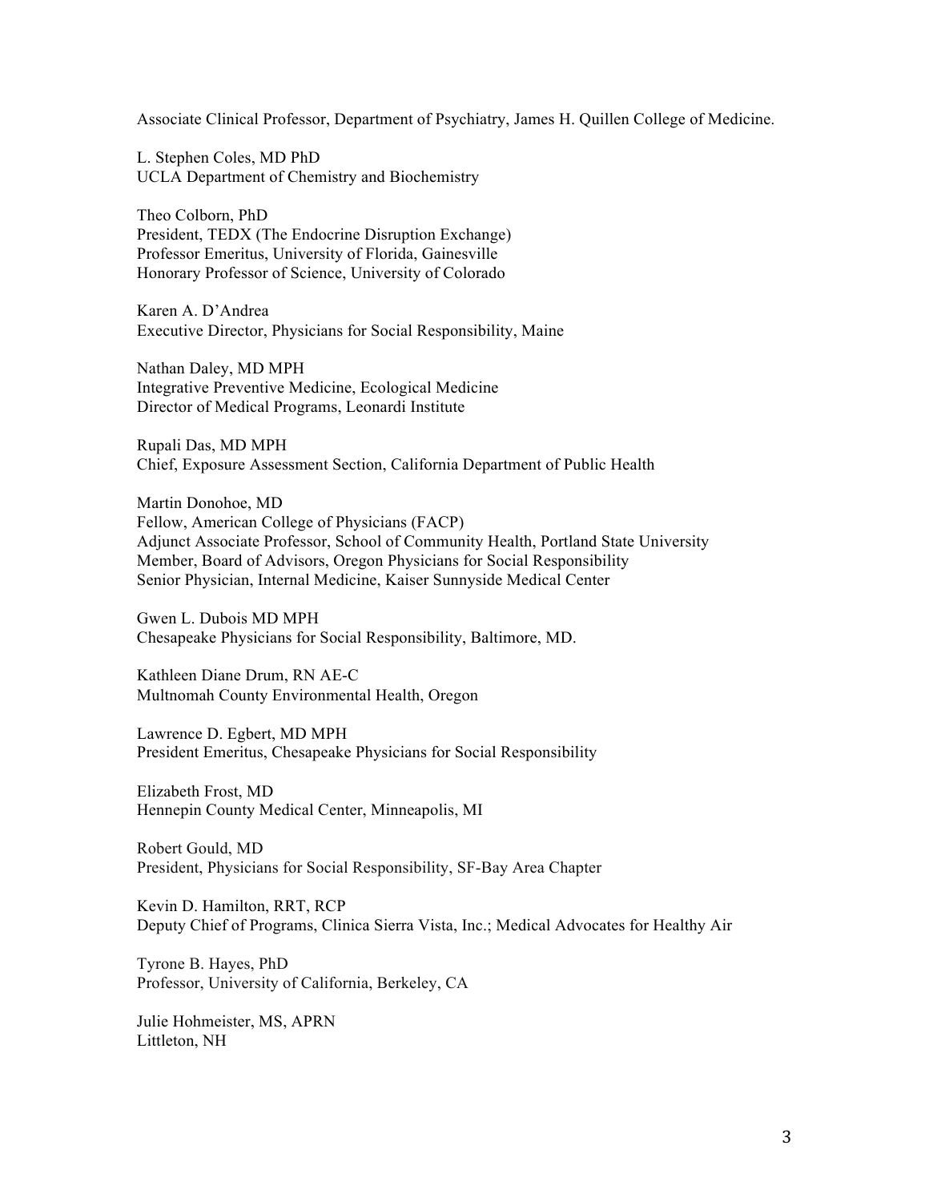Associate Clinical Professor, Department of Psychiatry, James H. Quillen College of Medicine.

L. Stephen Coles, MD PhD
UCLA Department of Chemistry and Biochemistry

Theo Colborn, PhD
President, TEDX (The Endocrine Disruption Exchange)
Professor Emeritus, University of Florida, Gainesville
Honorary Professor of Science, University of Colorado

Karen A. D'Andrea
Executive Director, Physicians for Social Responsibility, Maine

Nathan Daley, MD MPH
Integrative Preventive Medicine, Ecological Medicine
Director of Medical Programs, Leonardi Institute

Rupali Das, MD MPH
Chief, Exposure Assessment Section, California Department of Public Health

Martin Donohoe, MD
Fellow, American College of Physicians (FACP)
Adjunct Associate Professor, School of Community Health, Portland State University
Member, Board of Advisors, Oregon Physicians for Social Responsibility
Senior Physician, Internal Medicine, Kaiser Sunnyside Medical Center

Gwen L. Dubois MD MPH
Chesapeake Physicians for Social Responsibility, Baltimore, MD.

Kathleen Diane Drum, RN AE-C
Multnomah County Environmental Health, Oregon

Lawrence D. Egbert, MD MPH
President Emeritus, Chesapeake Physicians for Social Responsibility

Elizabeth Frost, MD
Hennepin County Medical Center, Minneapolis, MI

Robert Gould, MD
President, Physicians for Social Responsibility, SF-Bay Area Chapter

Kevin D. Hamilton, RRT, RCP
Deputy Chief of Programs, Clinica Sierra Vista, Inc.; Medical Advocates for Healthy Air

Tyrone B. Hayes, PhD
Professor, University of California, Berkeley, CA

Julie Hohmeister, MS, APRN
Littleton, NH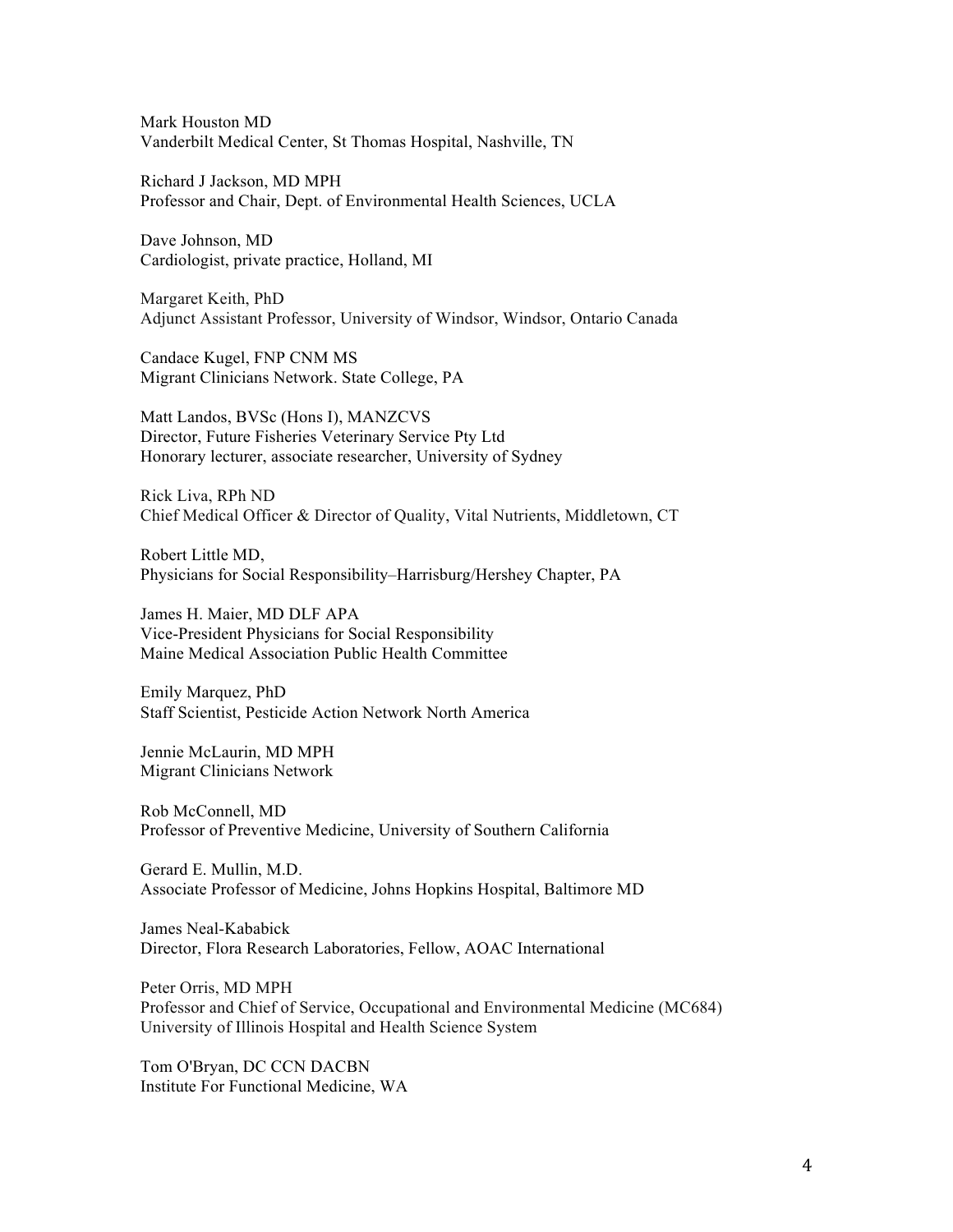Mark Houston MD  
Vanderbilt Medical Center, St Thomas Hospital, Nashville, TN

Richard J Jackson, MD MPH  
Professor and Chair, Dept. of Environmental Health Sciences, UCLA

Dave Johnson, MD  
Cardiologist, private practice, Holland, MI

Margaret Keith, PhD  
Adjunct Assistant Professor, University of Windsor, Windsor, Ontario Canada

Candace Kugel, FNP CNM MS  
Migrant Clinicians Network. State College, PA

Matt Landos, BVSc (Hons I), MANZCVS  
Director, Future Fisheries Veterinary Service Pty Ltd  
Honorary lecturer, associate researcher, University of Sydney

Rick Liva, RPh ND  
Chief Medical Officer & Director of Quality, Vital Nutrients, Middletown, CT

Robert Little MD,  
Physicians for Social Responsibility–Harrisburg/Hershey Chapter, PA

James H. Maier, MD DLF APA  
Vice-President Physicians for Social Responsibility  
Maine Medical Association Public Health Committee

Emily Marquez, PhD  
Staff Scientist, Pesticide Action Network North America

Jennie McLaurin, MD MPH  
Migrant Clinicians Network

Rob McConnell, MD  
Professor of Preventive Medicine, University of Southern California

Gerard E. Mullin, M.D.  
Associate Professor of Medicine, Johns Hopkins Hospital, Baltimore MD

James Neal-Kababick  
Director, Flora Research Laboratories, Fellow, AOAC International

Peter Orris, MD MPH  
Professor and Chief of Service, Occupational and Environmental Medicine (MC684)  
University of Illinois Hospital and Health Science System

Tom O'Bryan, DC CCN DACBN  
Institute For Functional Medicine, WA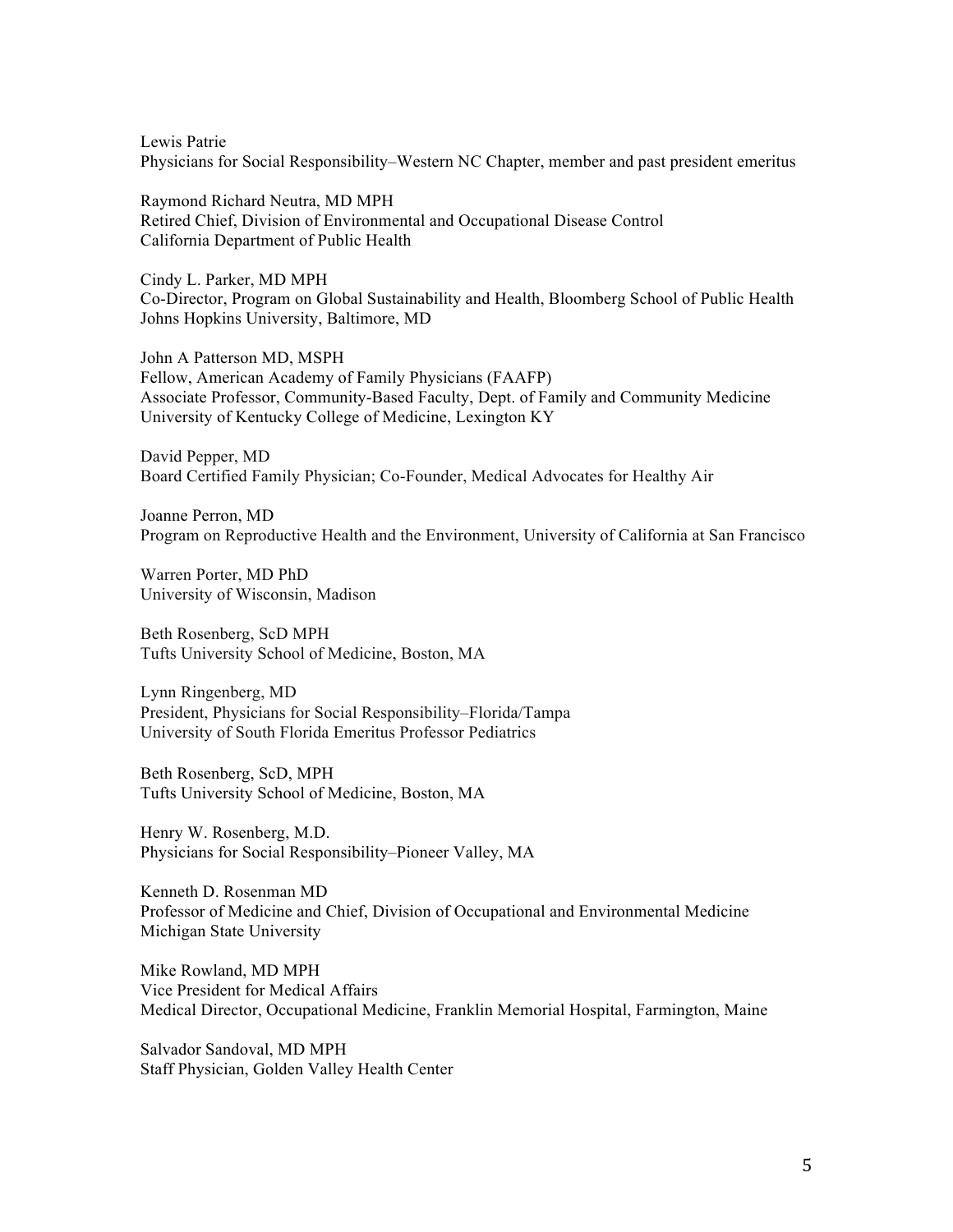Lewis Patrie
Physicians for Social Responsibility–Western NC Chapter, member and past president emeritus

Raymond Richard Neutra, MD MPH
Retired Chief, Division of Environmental and Occupational Disease Control
California Department of Public Health

Cindy L. Parker, MD MPH
Co-Director, Program on Global Sustainability and Health, Bloomberg School of Public Health
Johns Hopkins University, Baltimore, MD

John A Patterson MD, MSPH
Fellow, American Academy of Family Physicians (FAAFP)
Associate Professor, Community-Based Faculty, Dept. of Family and Community Medicine
University of Kentucky College of Medicine, Lexington KY

David Pepper, MD
Board Certified Family Physician; Co-Founder, Medical Advocates for Healthy Air

Joanne Perron, MD
Program on Reproductive Health and the Environment, University of California at San Francisco

Warren Porter, MD PhD
University of Wisconsin, Madison

Beth Rosenberg, ScD MPH
Tufts University School of Medicine, Boston, MA

Lynn Ringenberg, MD
President, Physicians for Social Responsibility–Florida/Tampa
University of South Florida Emeritus Professor Pediatrics

Beth Rosenberg, ScD, MPH
Tufts University School of Medicine, Boston, MA

Henry W. Rosenberg, M.D.
Physicians for Social Responsibility–Pioneer Valley, MA

Kenneth D. Rosenman MD
Professor of Medicine and Chief, Division of Occupational and Environmental Medicine
Michigan State University

Mike Rowland, MD MPH
Vice President for Medical Affairs
Medical Director, Occupational Medicine, Franklin Memorial Hospital, Farmington, Maine

Salvador Sandoval, MD MPH
Staff Physician, Golden Valley Health Center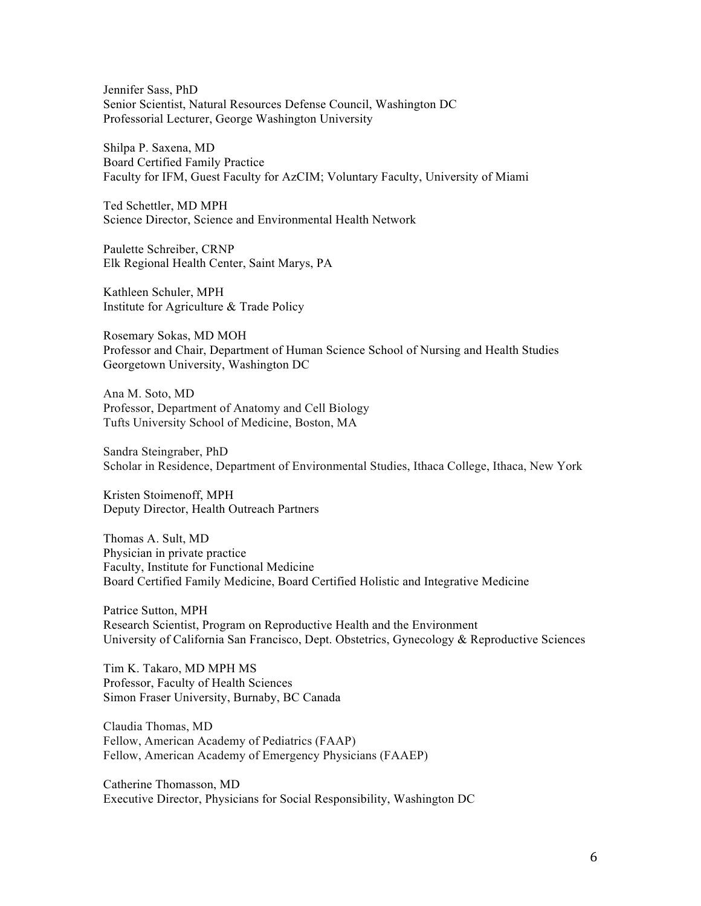Jennifer Sass, PhD
Senior Scientist, Natural Resources Defense Council, Washington DC
Professorial Lecturer, George Washington University

Shilpa P. Saxena, MD
Board Certified Family Practice
Faculty for IFM, Guest Faculty for AzCIM; Voluntary Faculty, University of Miami

Ted Schettler, MD MPH
Science Director, Science and Environmental Health Network

Paulette Schreiber, CRNP
Elk Regional Health Center, Saint Marys, PA

Kathleen Schuler, MPH
Institute for Agriculture & Trade Policy

Rosemary Sokas, MD MOH
Professor and Chair, Department of Human Science School of Nursing and Health Studies
Georgetown University, Washington DC

Ana M. Soto, MD
Professor, Department of Anatomy and Cell Biology
Tufts University School of Medicine, Boston, MA

Sandra Steingraber, PhD
Scholar in Residence, Department of Environmental Studies, Ithaca College, Ithaca, New York

Kristen Stoimenoff, MPH
Deputy Director, Health Outreach Partners

Thomas A. Sult, MD
Physician in private practice
Faculty, Institute for Functional Medicine
Board Certified Family Medicine, Board Certified Holistic and Integrative Medicine

Patrice Sutton, MPH
Research Scientist, Program on Reproductive Health and the Environment
University of California San Francisco, Dept. Obstetrics, Gynecology & Reproductive Sciences

Tim K. Takaro, MD MPH MS
Professor, Faculty of Health Sciences
Simon Fraser University, Burnaby, BC Canada

Claudia Thomas, MD
Fellow, American Academy of Pediatrics (FAAP)
Fellow, American Academy of Emergency Physicians (FAAEP)

Catherine Thomasson, MD
Executive Director, Physicians for Social Responsibility, Washington DC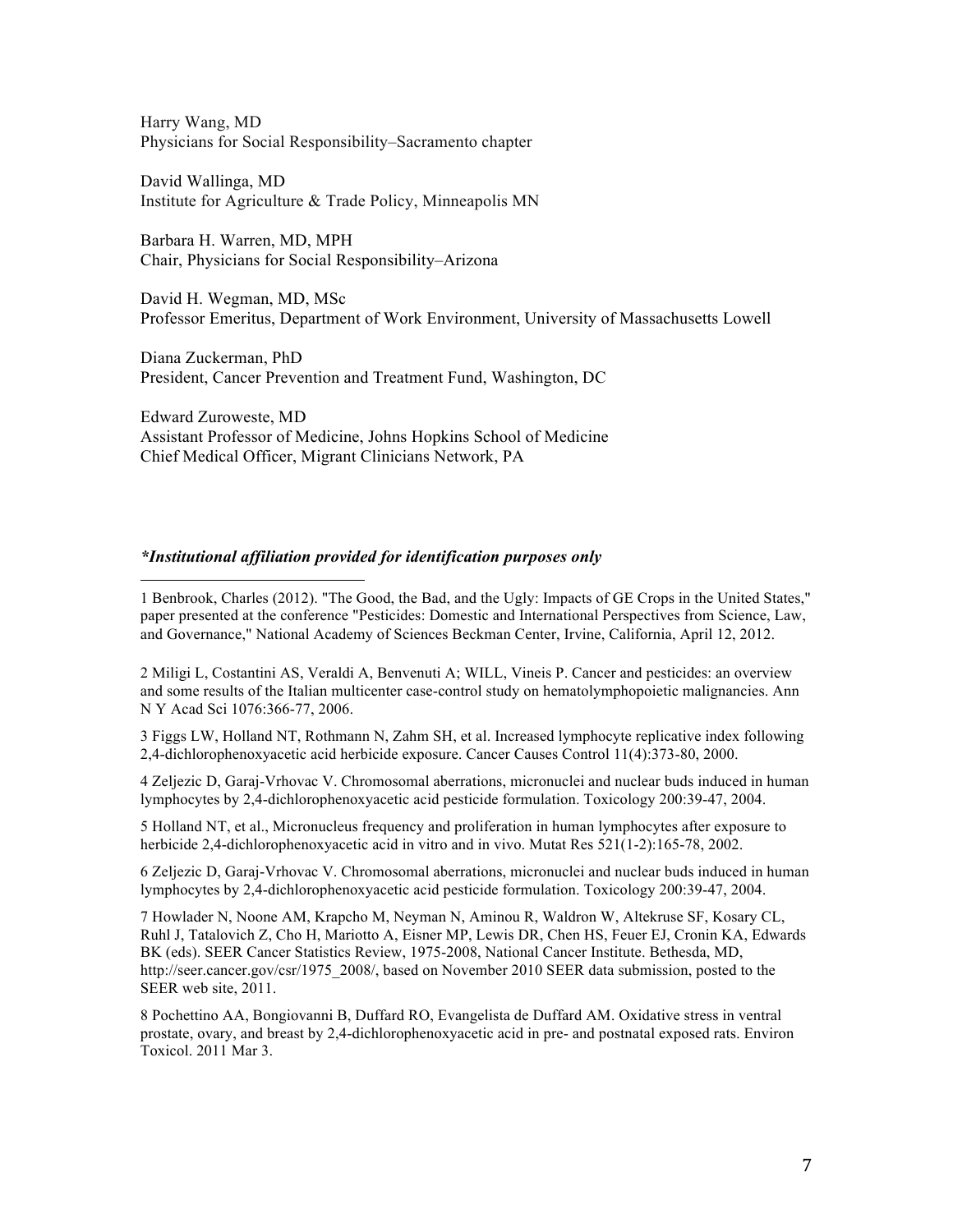Harry Wang, MD
Physicians for Social Responsibility–Sacramento chapter

David Wallinga, MD
Institute for Agriculture & Trade Policy, Minneapolis MN

Barbara H. Warren, MD, MPH
Chair, Physicians for Social Responsibility–Arizona

David H. Wegman, MD, MSc
Professor Emeritus, Department of Work Environment, University of Massachusetts Lowell

Diana Zuckerman, PhD
President, Cancer Prevention and Treatment Fund, Washington, DC

Edward Zuroweste, MD
Assistant Professor of Medicine, Johns Hopkins School of Medicine
Chief Medical Officer, Migrant Clinicians Network, PA

***Institutional affiliation provided for identification purposes only***

---

1 Benbrook, Charles (2012). "The Good, the Bad, and the Ugly: Impacts of GE Crops in the United States," paper presented at the conference "Pesticides: Domestic and International Perspectives from Science, Law, and Governance," National Academy of Sciences Beckman Center, Irvine, California, April 12, 2012.

2 Miligi L, Costantini AS, Veraldi A, Benvenuti A; WILL, Vineis P. Cancer and pesticides: an overview and some results of the Italian multicenter case-control study on hematolymphopoietic malignancies. Ann N Y Acad Sci 1076:366-77, 2006.

3 Figgs LW, Holland NT, Rothmann N, Zahm SH, et al. Increased lymphocyte replicative index following 2,4-dichlorophenoxyacetic acid herbicide exposure. Cancer Causes Control 11(4):373-80, 2000.

4 Zeljezic D, Garaj-Vrhovac V. Chromosomal aberrations, micronuclei and nuclear buds induced in human lymphocytes by 2,4-dichlorophenoxyacetic acid pesticide formulation. Toxicology 200:39-47, 2004.

5 Holland NT, et al., Micronucleus frequency and proliferation in human lymphocytes after exposure to herbicide 2,4-dichlorophenoxyacetic acid in vitro and in vivo. Mutat Res 521(1-2):165-78, 2002.

6 Zeljezic D, Garaj-Vrhovac V. Chromosomal aberrations, micronuclei and nuclear buds induced in human lymphocytes by 2,4-dichlorophenoxyacetic acid pesticide formulation. Toxicology 200:39-47, 2004.

7 Howlader N, Noone AM, Krapcho M, Neyman N, Aminou R, Waldron W, Altekruse SF, Kosary CL, Ruhl J, Tatalovich Z, Cho H, Mariotto A, Eisner MP, Lewis DR, Chen HS, Feuer EJ, Cronin KA, Edwards BK (eds). SEER Cancer Statistics Review, 1975-2008, National Cancer Institute. Bethesda, MD, http://seer.cancer.gov/csr/1975_2008/, based on November 2010 SEER data submission, posted to the SEER web site, 2011.

8 Pochettino AA, Bongiovanni B, Duffard RO, Evangelista de Duffard AM. Oxidative stress in ventral prostate, ovary, and breast by 2,4-dichlorophenoxyacetic acid in pre- and postnatal exposed rats. Environ Toxicol. 2011 Mar 3.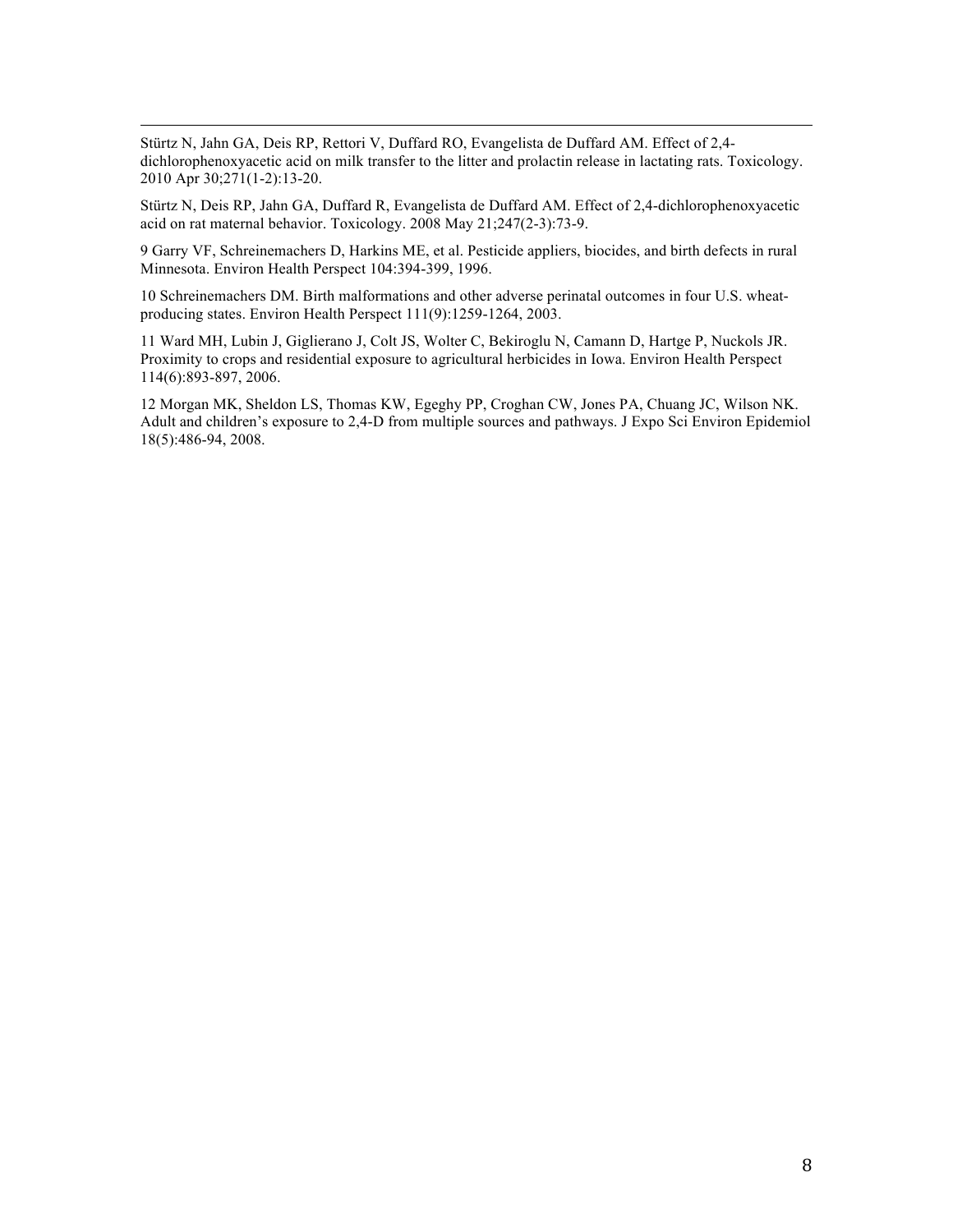Stürtz N, Jahn GA, Deis RP, Rettori V, Duffard RO, Evangelista de Duffard AM. Effect of 2,4-dichlorophenoxyacetic acid on milk transfer to the litter and prolactin release in lactating rats. Toxicology. 2010 Apr 30;271(1-2):13-20.

Stürtz N, Deis RP, Jahn GA, Duffard R, Evangelista de Duffard AM. Effect of 2,4-dichlorophenoxyacetic acid on rat maternal behavior. Toxicology. 2008 May 21;247(2-3):73-9.

9 Garry VF, Schreinemachers D, Harkins ME, et al. Pesticide appliers, biocides, and birth defects in rural Minnesota. Environ Health Perspect 104:394-399, 1996.

10 Schreinemachers DM. Birth malformations and other adverse perinatal outcomes in four U.S. wheat-producing states. Environ Health Perspect 111(9):1259-1264, 2003.

11 Ward MH, Lubin J, Giglierano J, Colt JS, Wolter C, Bekiroglu N, Camann D, Hartge P, Nuckols JR. Proximity to crops and residential exposure to agricultural herbicides in Iowa. Environ Health Perspect 114(6):893-897, 2006.

12 Morgan MK, Sheldon LS, Thomas KW, Egeghy PP, Croghan CW, Jones PA, Chuang JC, Wilson NK. Adult and children's exposure to 2,4-D from multiple sources and pathways. J Expo Sci Environ Epidemiol 18(5):486-94, 2008.